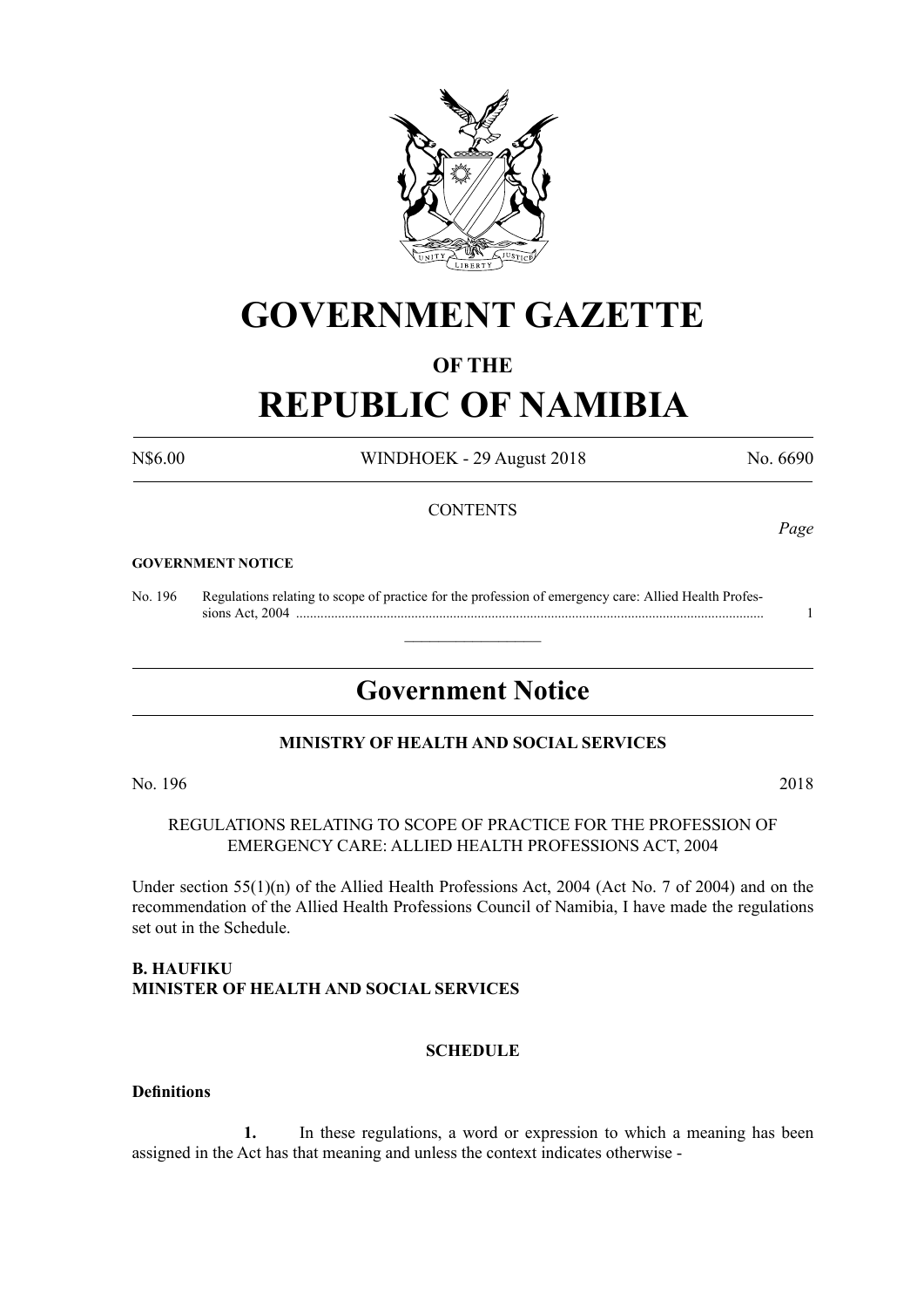# GOVERNMENT GAZETTE

## OF THE

# REPUBLIC OF NAMIBIA

N$6.00 WINDHOEK - 29 August 2018 No. 6690

CONTENTS

*Page*

**GOVERNMENT NOTICE**

No. 196 Regulations relating to scope of practice for the profession of emergency care: Allied Health Professions Act, 2004 ..................................................................................................................................... 1

## Government Notice

**MINISTRY OF HEALTH AND SOCIAL SERVICES**

No. 196 2018

REGULATIONS RELATING TO SCOPE OF PRACTICE FOR THE PROFESSION OF EMERGENCY CARE: ALLIED HEALTH PROFESSIONS ACT, 2004

Under section 55(1)(n) of the Allied Health Professions Act, 2004 (Act No. 7 of 2004) and on the recommendation of the Allied Health Professions Council of Namibia, I have made the regulations set out in the Schedule.

**B. HAUFIKU**
**MINISTER OF HEALTH AND SOCIAL SERVICES**

**SCHEDULE**

**Definitions**

**1.** In these regulations, a word or expression to which a meaning has been assigned in the Act has that meaning and unless the context indicates otherwise -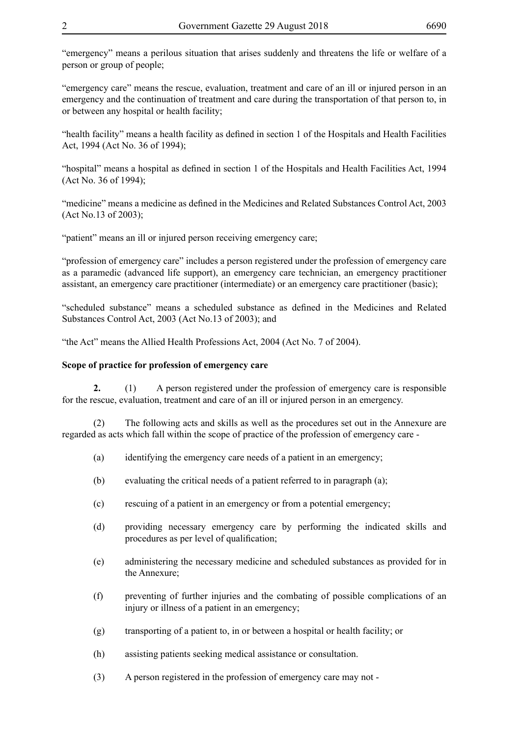"emergency" means a perilous situation that arises suddenly and threatens the life or welfare of a person or group of people;

"emergency care" means the rescue, evaluation, treatment and care of an ill or injured person in an emergency and the continuation of treatment and care during the transportation of that person to, in or between any hospital or health facility;

"health facility" means a health facility as defined in section 1 of the Hospitals and Health Facilities Act, 1994 (Act No. 36 of 1994);

"hospital" means a hospital as defined in section 1 of the Hospitals and Health Facilities Act, 1994 (Act No. 36 of 1994);

"medicine" means a medicine as defined in the Medicines and Related Substances Control Act, 2003 (Act No.13 of 2003);

"patient" means an ill or injured person receiving emergency care;

"profession of emergency care" includes a person registered under the profession of emergency care as a paramedic (advanced life support), an emergency care technician, an emergency practitioner assistant, an emergency care practitioner (intermediate) or an emergency care practitioner (basic);

"scheduled substance" means a scheduled substance as defined in the Medicines and Related Substances Control Act, 2003 (Act No.13 of 2003); and

"the Act" means the Allied Health Professions Act, 2004 (Act No. 7 of 2004).

**Scope of practice for profession of emergency care**

**2.** (1) A person registered under the profession of emergency care is responsible for the rescue, evaluation, treatment and care of an ill or injured person in an emergency.

(2) The following acts and skills as well as the procedures set out in the Annexure are regarded as acts which fall within the scope of practice of the profession of emergency care -

(a) identifying the emergency care needs of a patient in an emergency;

(b) evaluating the critical needs of a patient referred to in paragraph (a);

(c) rescuing of a patient in an emergency or from a potential emergency;

(d) providing necessary emergency care by performing the indicated skills and procedures as per level of qualification;

(e) administering the necessary medicine and scheduled substances as provided for in the Annexure;

(f) preventing of further injuries and the combating of possible complications of an injury or illness of a patient in an emergency;

(g) transporting of a patient to, in or between a hospital or health facility; or

(h) assisting patients seeking medical assistance or consultation.

(3) A person registered in the profession of emergency care may not -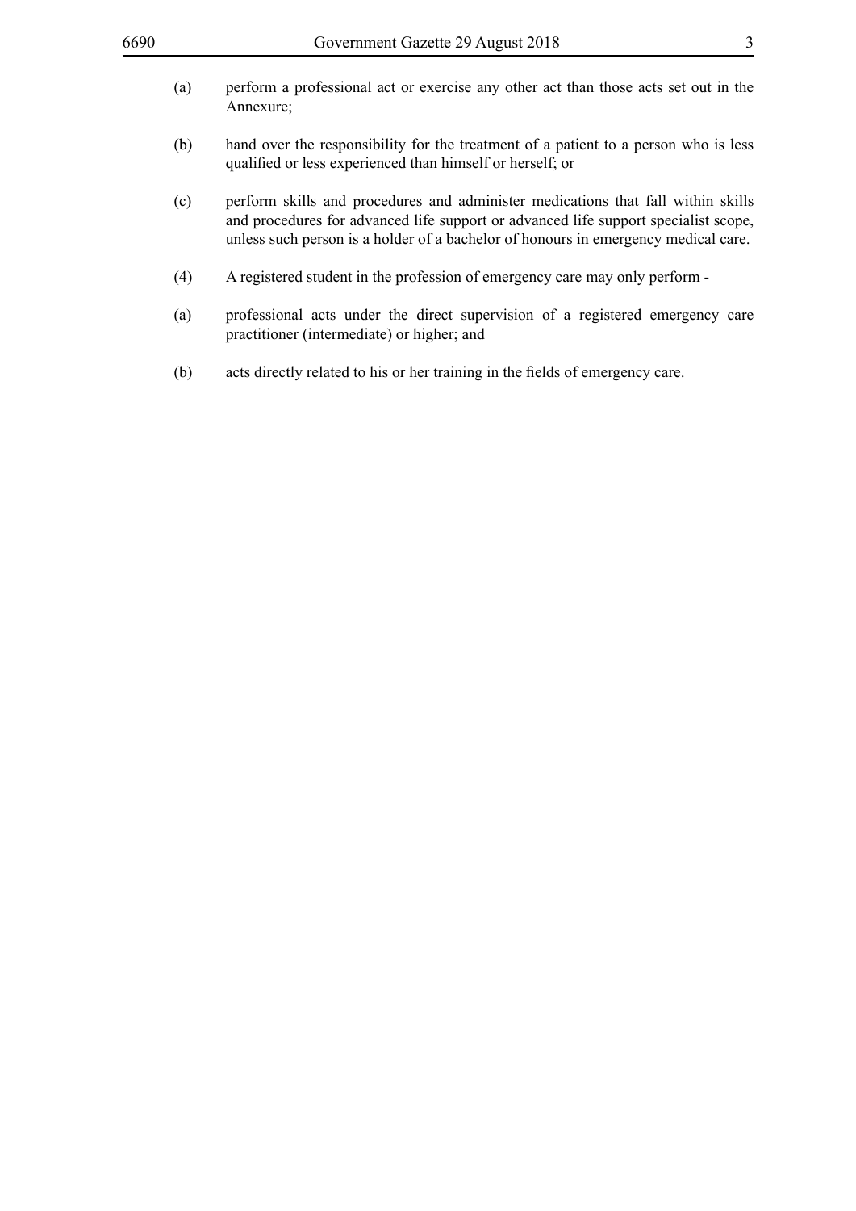(a) perform a professional act or exercise any other act than those acts set out in the Annexure;

(b) hand over the responsibility for the treatment of a patient to a person who is less qualified or less experienced than himself or herself; or

(c) perform skills and procedures and administer medications that fall within skills and procedures for advanced life support or advanced life support specialist scope, unless such person is a holder of a bachelor of honours in emergency medical care.

(4) A registered student in the profession of emergency care may only perform -

(a) professional acts under the direct supervision of a registered emergency care practitioner (intermediate) or higher; and

(b) acts directly related to his or her training in the fields of emergency care.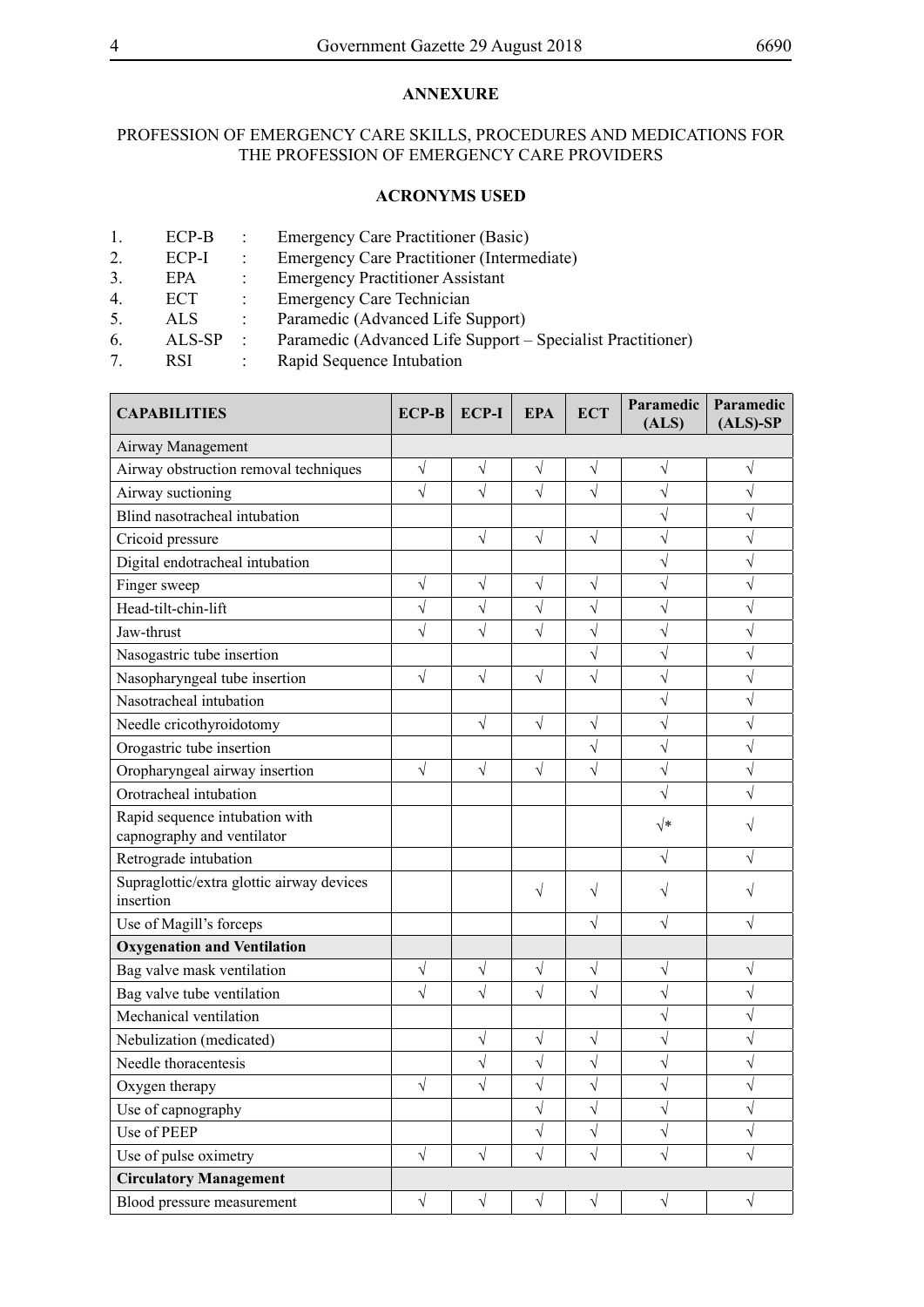## ANNEXURE

PROFESSION OF EMERGENCY CARE SKILLS, PROCEDURES AND MEDICATIONS FOR THE PROFESSION OF EMERGENCY CARE PROVIDERS

### ACRONYMS USED

1. ECP-B : Emergency Care Practitioner (Basic)
2. ECP-I : Emergency Care Practitioner (Intermediate)
3. EPA : Emergency Practitioner Assistant
4. ECT : Emergency Care Technician
5. ALS : Paramedic (Advanced Life Support)
6. ALS-SP : Paramedic (Advanced Life Support – Specialist Practitioner)
7. RSI : Rapid Sequence Intubation

| **CAPABILITIES** | **ECP-B** | **ECP-I** | **EPA** | **ECT** | **Paramedic (ALS)** | **Paramedic (ALS)-SP** |
|---|---|---|---|---|---|---|
| Airway Management | | | | | | |
| Airway obstruction removal techniques | √ | √ | √ | √ | √ | √ |
| Airway suctioning | √ | √ | √ | √ | √ | √ |
| Blind nasotracheal intubation | | | | | √ | √ |
| Cricoid pressure | | √ | √ | √ | √ | √ |
| Digital endotracheal intubation | | | | | √ | √ |
| Finger sweep | √ | √ | √ | √ | √ | √ |
| Head-tilt-chin-lift | √ | √ | √ | √ | √ | √ |
| Jaw-thrust | √ | √ | √ | √ | √ | √ |
| Nasogastric tube insertion | | | | √ | √ | √ |
| Nasopharyngeal tube insertion | √ | √ | √ | √ | √ | √ |
| Nasotracheal intubation | | | | | √ | √ |
| Needle cricothyroidotomy | | √ | √ | √ | √ | √ |
| Orogastric tube insertion | | | | √ | √ | √ |
| Oropharyngeal airway insertion | √ | √ | √ | √ | √ | √ |
| Orotracheal intubation | | | | | √ | √ |
| Rapid sequence intubation with capnography and ventilator | | | | | √* | √ |
| Retrograde intubation | | | | | √ | √ |
| Supraglottic/extra glottic airway devices insertion | | | √ | √ | √ | √ |
| Use of Magill's forceps | | | | √ | √ | √ |
| **Oxygenation and Ventilation** | | | | | | |
| Bag valve mask ventilation | √ | √ | √ | √ | √ | √ |
| Bag valve tube ventilation | √ | √ | √ | √ | √ | √ |
| Mechanical ventilation | | | | | √ | √ |
| Nebulization (medicated) | | √ | √ | √ | √ | √ |
| Needle thoracentesis | | √ | √ | √ | √ | √ |
| Oxygen therapy | √ | √ | √ | √ | √ | √ |
| Use of capnography | | | √ | √ | √ | √ |
| Use of PEEP | | | √ | √ | √ | √ |
| Use of pulse oximetry | √ | √ | √ | √ | √ | √ |
| **Circulatory Management** | | | | | | |
| Blood pressure measurement | √ | √ | √ | √ | √ | √ |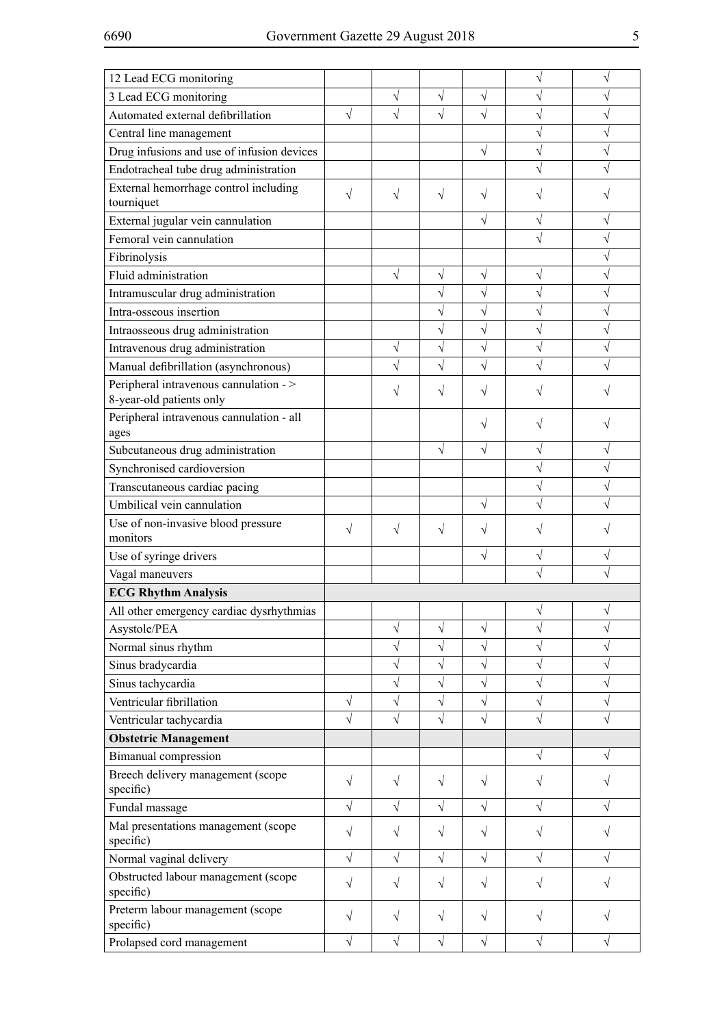| | | | | | | |
|---|---|---|---|---|---|---|
| 12 Lead ECG monitoring | | | | | √ | √ |
| 3 Lead ECG monitoring | | √ | √ | √ | √ | √ |
| Automated external defibrillation | √ | √ | √ | √ | √ | √ |
| Central line management | | | | | √ | √ |
| Drug infusions and use of infusion devices | | | | √ | √ | √ |
| Endotracheal tube drug administration | | | | | √ | √ |
| External hemorrhage control including tourniquet | √ | √ | √ | √ | √ | √ |
| External jugular vein cannulation | | | | √ | √ | √ |
| Femoral vein cannulation | | | | | √ | √ |
| Fibrinolysis | | | | | | √ |
| Fluid administration | | √ | √ | √ | √ | √ |
| Intramuscular drug administration | | | √ | √ | √ | √ |
| Intra-osseous insertion | | | √ | √ | √ | √ |
| Intraosseous drug administration | | | √ | √ | √ | √ |
| Intravenous drug administration | | √ | √ | √ | √ | √ |
| Manual defibrillation (asynchronous) | | √ | √ | √ | √ | √ |
| Peripheral intravenous cannulation - > 8-year-old patients only | | √ | √ | √ | √ | √ |
| Peripheral intravenous cannulation - all ages | | | | √ | √ | √ |
| Subcutaneous drug administration | | | √ | √ | √ | √ |
| Synchronised cardioversion | | | | | √ | √ |
| Transcutaneous cardiac pacing | | | | | √ | √ |
| Umbilical vein cannulation | | | | √ | √ | √ |
| Use of non-invasive blood pressure monitors | √ | √ | √ | √ | √ | √ |
| Use of syringe drivers | | | | √ | √ | √ |
| Vagal maneuvers | | | | | √ | √ |
| **ECG Rhythm Analysis** | | | | | | |
| All other emergency cardiac dysrhythmias | | | | | √ | √ |
| Asystole/PEA | | √ | √ | √ | √ | √ |
| Normal sinus rhythm | | √ | √ | √ | √ | √ |
| Sinus bradycardia | | √ | √ | √ | √ | √ |
| Sinus tachycardia | | √ | √ | √ | √ | √ |
| Ventricular fibrillation | √ | √ | √ | √ | √ | √ |
| Ventricular tachycardia | √ | √ | √ | √ | √ | √ |
| **Obstetric Management** | | | | | | |
| Bimanual compression | | | | | √ | √ |
| Breech delivery management (scope specific) | √ | √ | √ | √ | √ | √ |
| Fundal massage | √ | √ | √ | √ | √ | √ |
| Mal presentations management (scope specific) | √ | √ | √ | √ | √ | √ |
| Normal vaginal delivery | √ | √ | √ | √ | √ | √ |
| Obstructed labour management (scope specific) | √ | √ | √ | √ | √ | √ |
| Preterm labour management (scope specific) | √ | √ | √ | √ | √ | √ |
| Prolapsed cord management | √ | √ | √ | √ | √ | √ |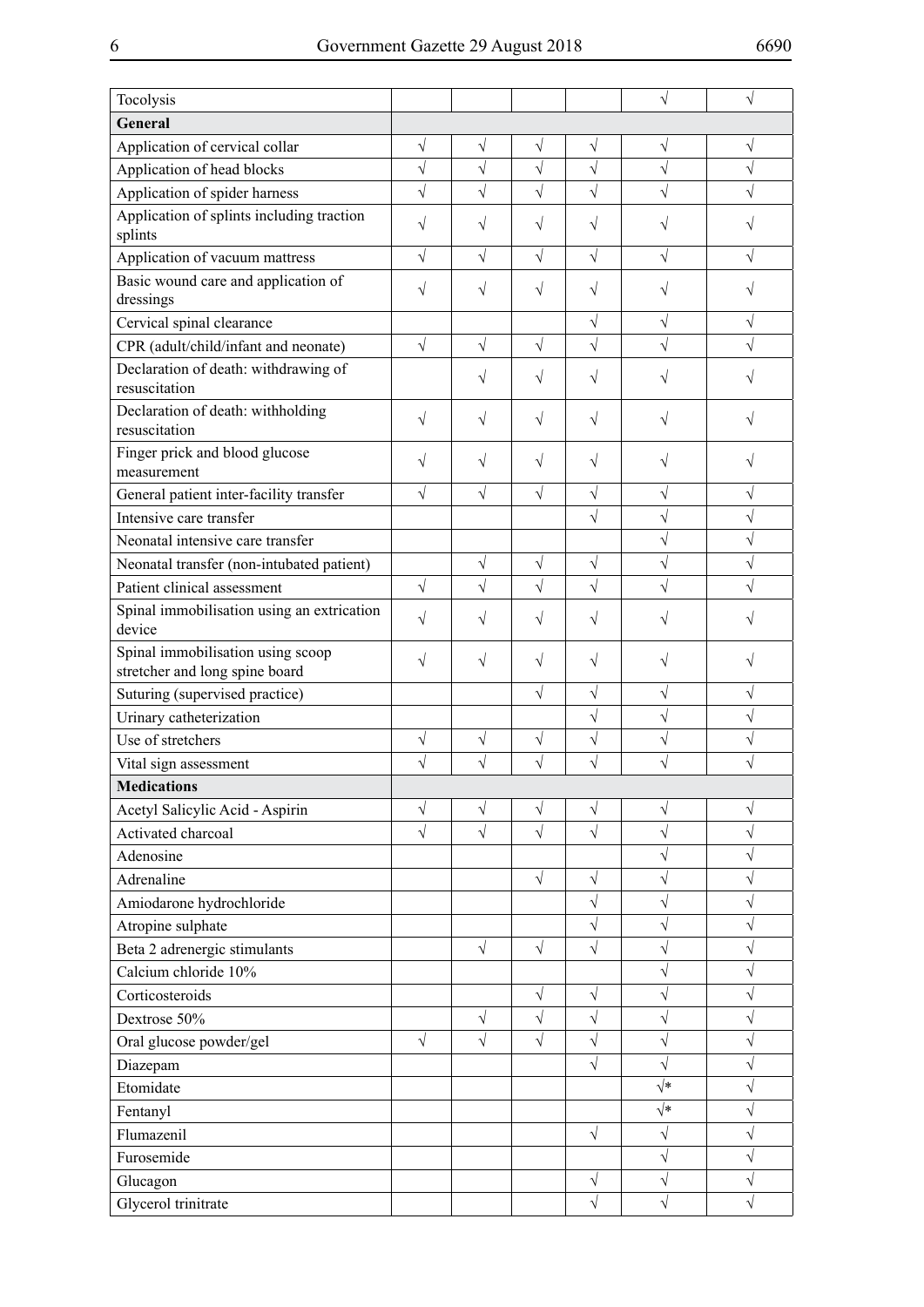| | | | | | | |
|---|---|---|---|---|---|---|
| Tocolysis | | | | | √ | √ |
| **General** | | | | | | |
| Application of cervical collar | √ | √ | √ | √ | √ | √ |
| Application of head blocks | √ | √ | √ | √ | √ | √ |
| Application of spider harness | √ | √ | √ | √ | √ | √ |
| Application of splints including traction splints | √ | √ | √ | √ | √ | √ |
| Application of vacuum mattress | √ | √ | √ | √ | √ | √ |
| Basic wound care and application of dressings | √ | √ | √ | √ | √ | √ |
| Cervical spinal clearance | | | | √ | √ | √ |
| CPR (adult/child/infant and neonate) | √ | √ | √ | √ | √ | √ |
| Declaration of death: withdrawing of resuscitation | | √ | √ | √ | √ | √ |
| Declaration of death: withholding resuscitation | √ | √ | √ | √ | √ | √ |
| Finger prick and blood glucose measurement | √ | √ | √ | √ | √ | √ |
| General patient inter-facility transfer | √ | √ | √ | √ | √ | √ |
| Intensive care transfer | | | | √ | √ | √ |
| Neonatal intensive care transfer | | | | | √ | √ |
| Neonatal transfer (non-intubated patient) | | √ | √ | √ | √ | √ |
| Patient clinical assessment | √ | √ | √ | √ | √ | √ |
| Spinal immobilisation using an extrication device | √ | √ | √ | √ | √ | √ |
| Spinal immobilisation using scoop stretcher and long spine board | √ | √ | √ | √ | √ | √ |
| Suturing (supervised practice) | | | √ | √ | √ | √ |
| Urinary catheterization | | | | √ | √ | √ |
| Use of stretchers | √ | √ | √ | √ | √ | √ |
| Vital sign assessment | √ | √ | √ | √ | √ | √ |
| **Medications** | | | | | | |
| Acetyl Salicylic Acid - Aspirin | √ | √ | √ | √ | √ | √ |
| Activated charcoal | √ | √ | √ | √ | √ | √ |
| Adenosine | | | | | √ | √ |
| Adrenaline | | | √ | √ | √ | √ |
| Amiodarone hydrochloride | | | | √ | √ | √ |
| Atropine sulphate | | | | √ | √ | √ |
| Beta 2 adrenergic stimulants | | √ | √ | √ | √ | √ |
| Calcium chloride 10% | | | | | √ | √ |
| Corticosteroids | | | √ | √ | √ | √ |
| Dextrose 50% | | √ | √ | √ | √ | √ |
| Oral glucose powder/gel | √ | √ | √ | √ | √ | √ |
| Diazepam | | | | √ | √ | √ |
| Etomidate | | | | | √* | √ |
| Fentanyl | | | | | √* | √ |
| Flumazenil | | | | √ | √ | √ |
| Furosemide | | | | | √ | √ |
| Glucagon | | | | √ | √ | √ |
| Glycerol trinitrate | | | | √ | √ | √ |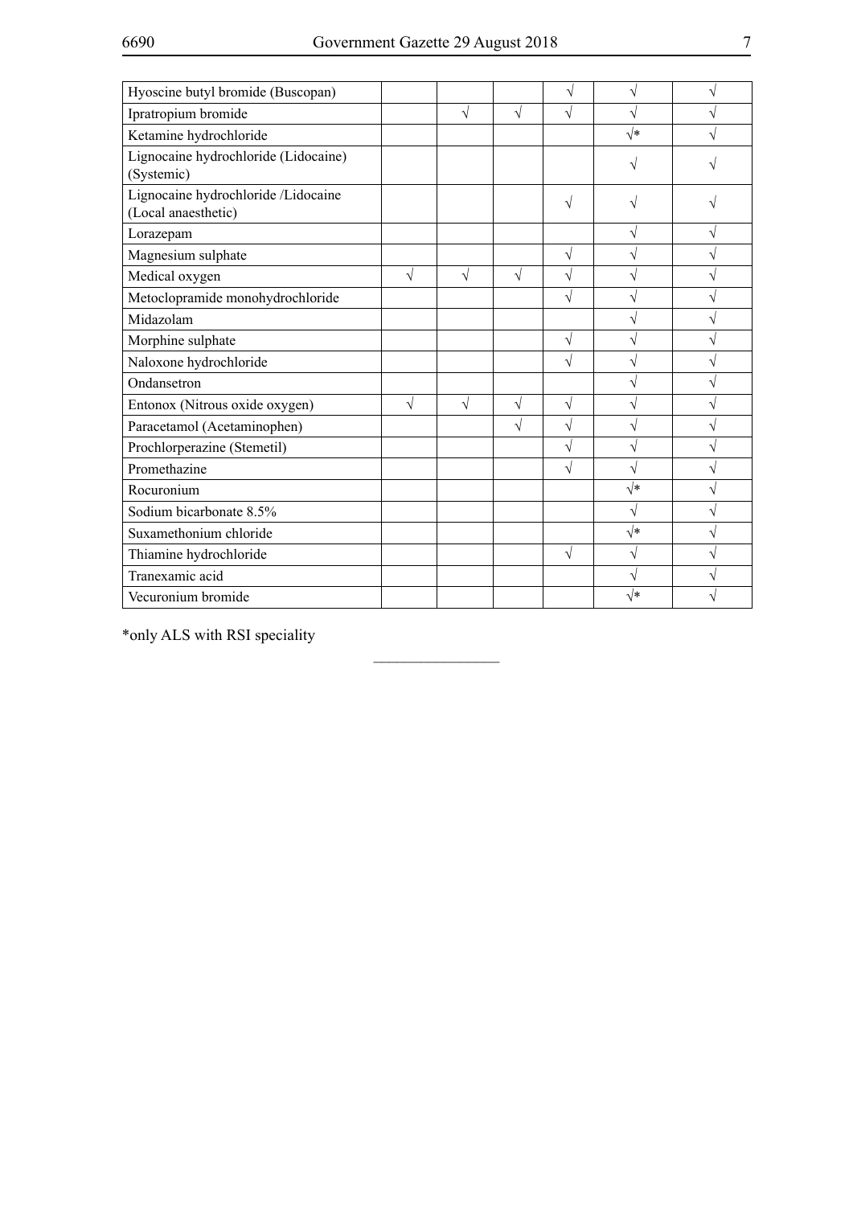| | | | | | | |
|---|---|---|---|---|---|---|
| Hyoscine butyl bromide (Buscopan) | | | | √ | √ | √ |
| Ipratropium bromide | | √ | √ | √ | √ | √ |
| Ketamine hydrochloride | | | | | √* | √ |
| Lignocaine hydrochloride (Lidocaine) (Systemic) | | | | | √ | √ |
| Lignocaine hydrochloride /Lidocaine (Local anaesthetic) | | | | √ | √ | √ |
| Lorazepam | | | | | √ | √ |
| Magnesium sulphate | | | | √ | √ | √ |
| Medical oxygen | √ | √ | √ | √ | √ | √ |
| Metoclopramide monohydrochloride | | | | √ | √ | √ |
| Midazolam | | | | | √ | √ |
| Morphine sulphate | | | | √ | √ | √ |
| Naloxone hydrochloride | | | | √ | √ | √ |
| Ondansetron | | | | | √ | √ |
| Entonox (Nitrous oxide oxygen) | √ | √ | √ | √ | √ | √ |
| Paracetamol (Acetaminophen) | | | √ | √ | √ | √ |
| Prochlorperazine (Stemetil) | | | | √ | √ | √ |
| Promethazine | | | | √ | √ | √ |
| Rocuronium | | | | | √* | √ |
| Sodium bicarbonate 8.5% | | | | | √ | √ |
| Suxamethonium chloride | | | | | √* | √ |
| Thiamine hydrochloride | | | | √ | √ | √ |
| Tranexamic acid | | | | | √ | √ |
| Vecuronium bromide | | | | | √* | √ |

*only ALS with RSI speciality

________________